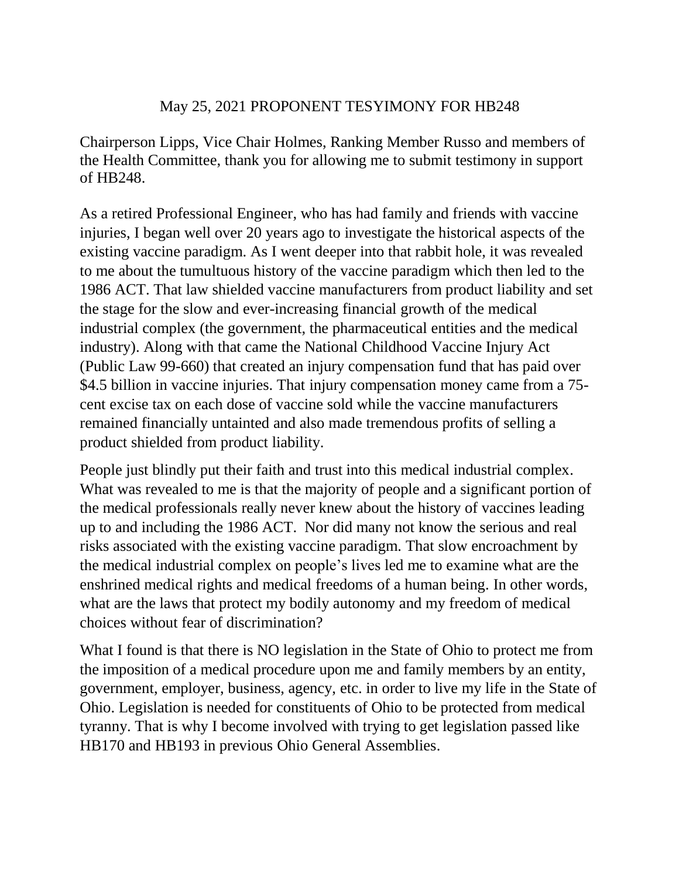May 25, 2021 PROPONENT TESYIMONY FOR HB248

Chairperson Lipps, Vice Chair Holmes, Ranking Member Russo and members of the Health Committee, thank you for allowing me to submit testimony in support of HB248.

As a retired Professional Engineer, who has had family and friends with vaccine injuries, I began well over 20 years ago to investigate the historical aspects of the existing vaccine paradigm. As I went deeper into that rabbit hole, it was revealed to me about the tumultuous history of the vaccine paradigm which then led to the 1986 ACT. That law shielded vaccine manufacturers from product liability and set the stage for the slow and ever-increasing financial growth of the medical industrial complex (the government, the pharmaceutical entities and the medical industry). Along with that came the National Childhood Vaccine Injury Act (Public Law 99-660) that created an injury compensation fund that has paid over $4.5 billion in vaccine injuries. That injury compensation money came from a 75-cent excise tax on each dose of vaccine sold while the vaccine manufacturers remained financially untainted and also made tremendous profits of selling a product shielded from product liability.

People just blindly put their faith and trust into this medical industrial complex. What was revealed to me is that the majority of people and a significant portion of the medical professionals really never knew about the history of vaccines leading up to and including the 1986 ACT. Nor did many not know the serious and real risks associated with the existing vaccine paradigm. That slow encroachment by the medical industrial complex on people's lives led me to examine what are the enshrined medical rights and medical freedoms of a human being. In other words, what are the laws that protect my bodily autonomy and my freedom of medical choices without fear of discrimination?

What I found is that there is NO legislation in the State of Ohio to protect me from the imposition of a medical procedure upon me and family members by an entity, government, employer, business, agency, etc. in order to live my life in the State of Ohio. Legislation is needed for constituents of Ohio to be protected from medical tyranny. That is why I become involved with trying to get legislation passed like HB170 and HB193 in previous Ohio General Assemblies.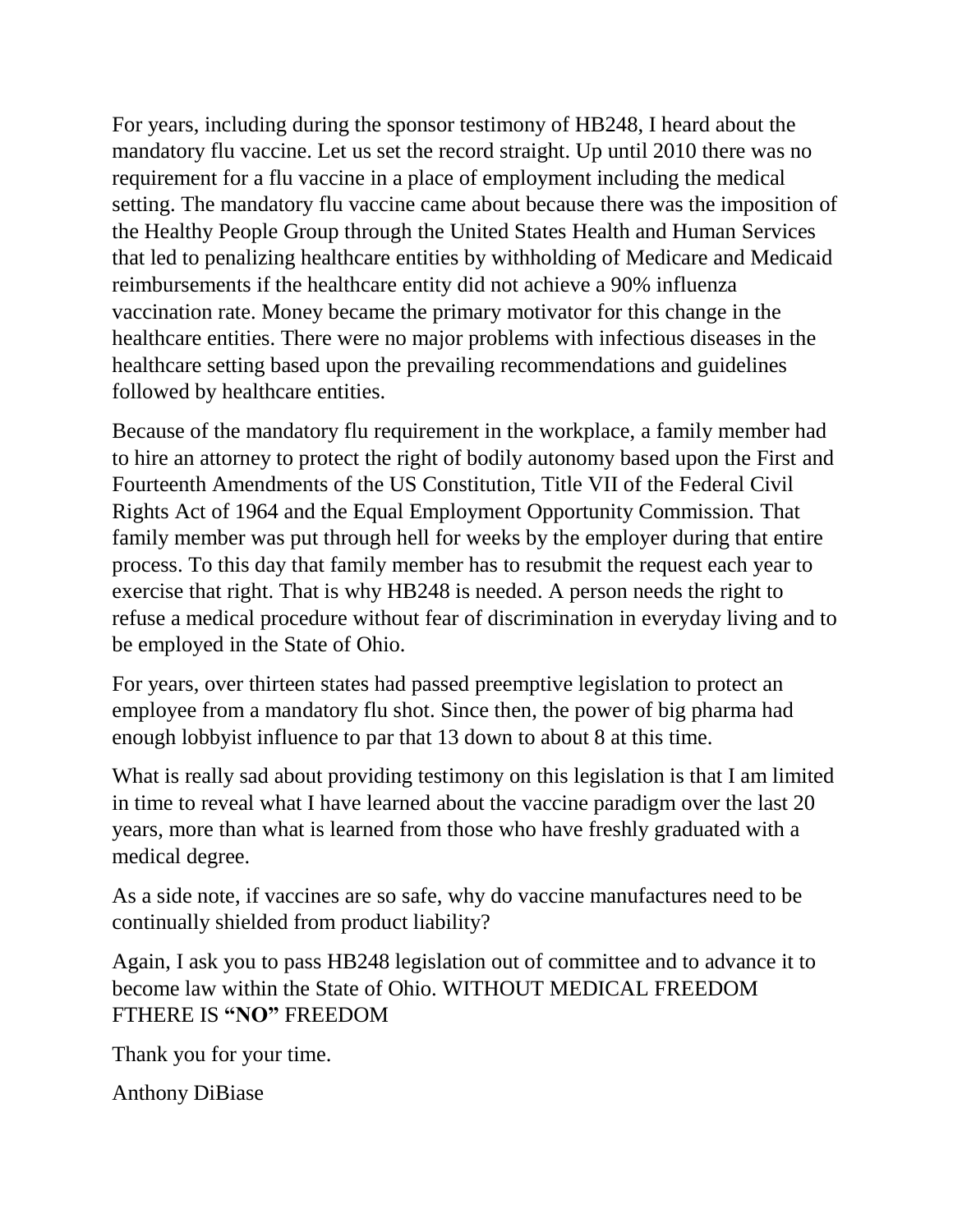For years, including during the sponsor testimony of HB248, I heard about the mandatory flu vaccine. Let us set the record straight. Up until 2010 there was no requirement for a flu vaccine in a place of employment including the medical setting. The mandatory flu vaccine came about because there was the imposition of the Healthy People Group through the United States Health and Human Services that led to penalizing healthcare entities by withholding of Medicare and Medicaid reimbursements if the healthcare entity did not achieve a 90% influenza vaccination rate. Money became the primary motivator for this change in the healthcare entities. There were no major problems with infectious diseases in the healthcare setting based upon the prevailing recommendations and guidelines followed by healthcare entities.

Because of the mandatory flu requirement in the workplace, a family member had to hire an attorney to protect the right of bodily autonomy based upon the First and Fourteenth Amendments of the US Constitution, Title VII of the Federal Civil Rights Act of 1964 and the Equal Employment Opportunity Commission. That family member was put through hell for weeks by the employer during that entire process. To this day that family member has to resubmit the request each year to exercise that right. That is why HB248 is needed. A person needs the right to refuse a medical procedure without fear of discrimination in everyday living and to be employed in the State of Ohio.

For years, over thirteen states had passed preemptive legislation to protect an employee from a mandatory flu shot. Since then, the power of big pharma had enough lobbyist influence to par that 13 down to about 8 at this time.

What is really sad about providing testimony on this legislation is that I am limited in time to reveal what I have learned about the vaccine paradigm over the last 20 years, more than what is learned from those who have freshly graduated with a medical degree.

As a side note, if vaccines are so safe, why do vaccine manufactures need to be continually shielded from product liability?

Again, I ask you to pass HB248 legislation out of committee and to advance it to become law within the State of Ohio. WITHOUT MEDICAL FREEDOM FTHERE IS **"NO"** FREEDOM

Thank you for your time.

Anthony DiBiase